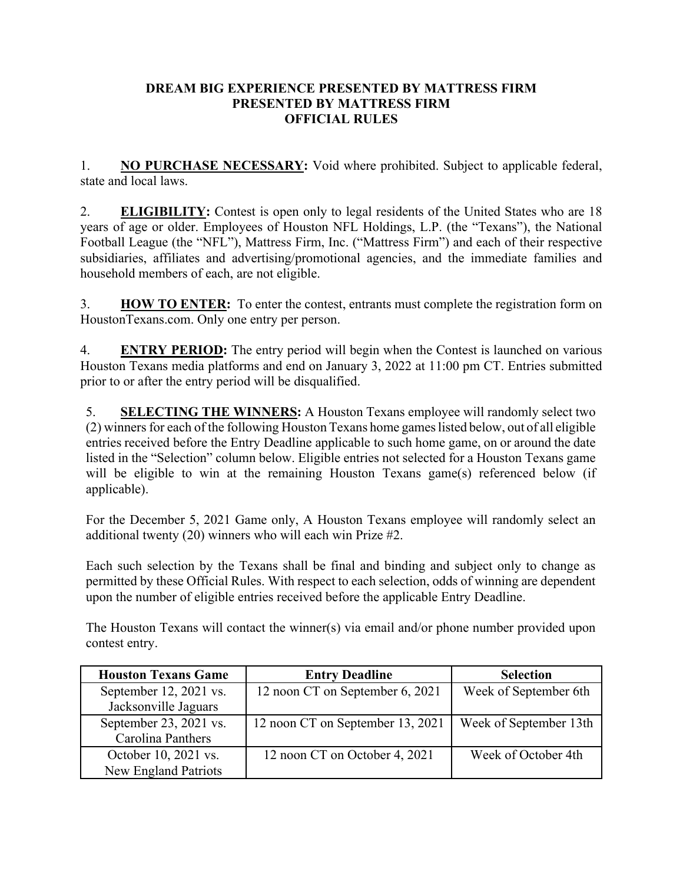# DREAM BIG EXPERIENCE PRESENTED BY MATTRESS FIRM
# PRESENTED BY MATTRESS FIRM
# OFFICIAL RULES

1. **NO PURCHASE NECESSARY:** Void where prohibited. Subject to applicable federal, state and local laws.

2. **ELIGIBILITY:** Contest is open only to legal residents of the United States who are 18 years of age or older. Employees of Houston NFL Holdings, L.P. (the "Texans"), the National Football League (the "NFL"), Mattress Firm, Inc. ("Mattress Firm") and each of their respective subsidiaries, affiliates and advertising/promotional agencies, and the immediate families and household members of each, are not eligible.

3. **HOW TO ENTER:** To enter the contest, entrants must complete the registration form on HoustonTexans.com. Only one entry per person.

4. **ENTRY PERIOD:** The entry period will begin when the Contest is launched on various Houston Texans media platforms and end on January 3, 2022 at 11:00 pm CT. Entries submitted prior to or after the entry period will be disqualified.

5. **SELECTING THE WINNERS:** A Houston Texans employee will randomly select two (2) winners for each of the following Houston Texans home games listed below, out of all eligible entries received before the Entry Deadline applicable to such home game, on or around the date listed in the "Selection" column below. Eligible entries not selected for a Houston Texans game will be eligible to win at the remaining Houston Texans game(s) referenced below (if applicable).

For the December 5, 2021 Game only, A Houston Texans employee will randomly select an additional twenty (20) winners who will each win Prize #2.

Each such selection by the Texans shall be final and binding and subject only to change as permitted by these Official Rules. With respect to each selection, odds of winning are dependent upon the number of eligible entries received before the applicable Entry Deadline.

The Houston Texans will contact the winner(s) via email and/or phone number provided upon contest entry.

| Houston Texans Game | Entry Deadline | Selection |
|---|---|---|
| September 12, 2021 vs. Jacksonville Jaguars | 12 noon CT on September 6, 2021 | Week of September 6th |
| September 23, 2021 vs. Carolina Panthers | 12 noon CT on September 13, 2021 | Week of September 13th |
| October 10, 2021 vs. New England Patriots | 12 noon CT on October 4, 2021 | Week of October 4th |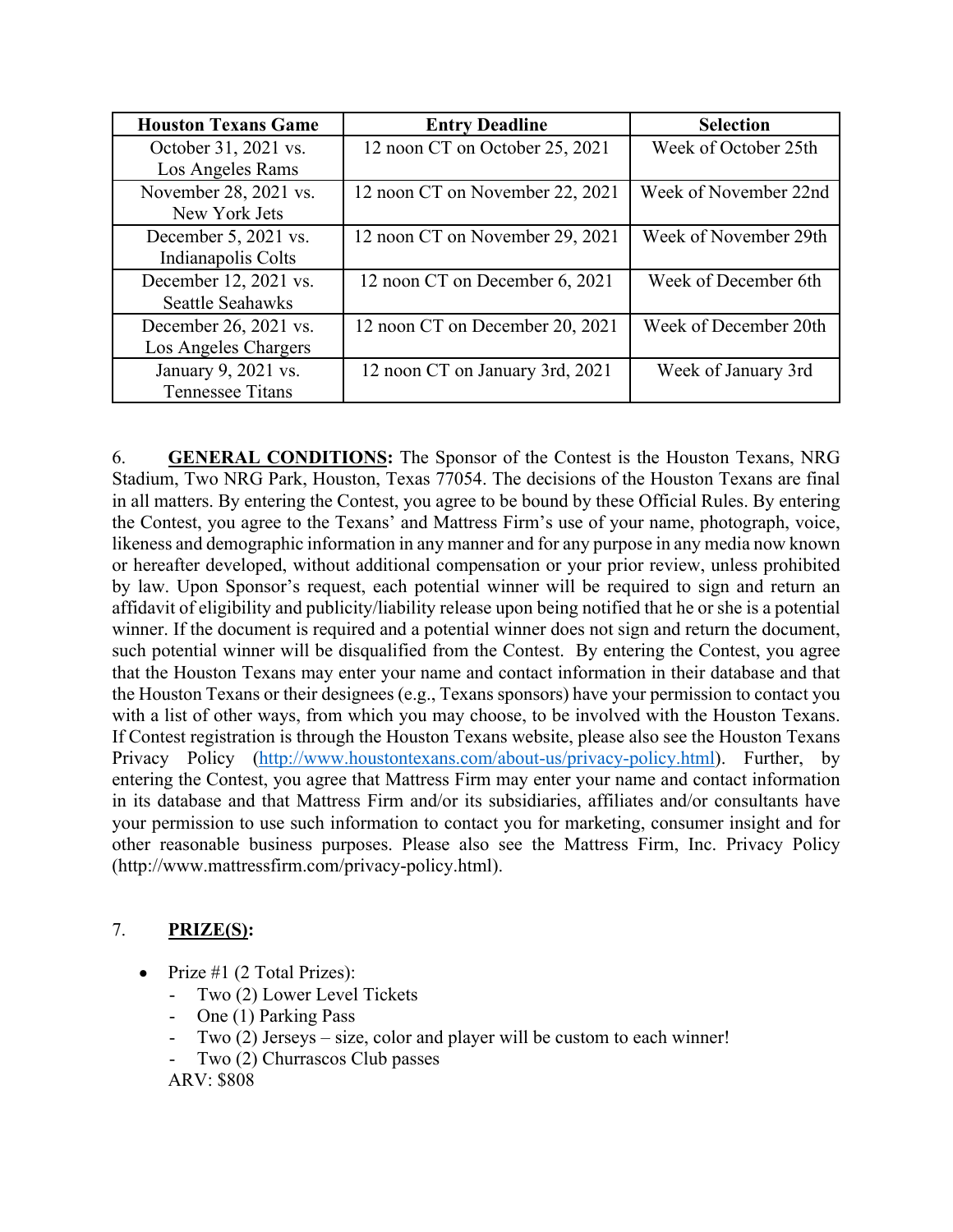| Houston Texans Game | Entry Deadline | Selection |
| --- | --- | --- |
| October 31, 2021 vs. Los Angeles Rams | 12 noon CT on October 25, 2021 | Week of October 25th |
| November 28, 2021 vs. New York Jets | 12 noon CT on November 22, 2021 | Week of November 22nd |
| December 5, 2021 vs. Indianapolis Colts | 12 noon CT on November 29, 2021 | Week of November 29th |
| December 12, 2021 vs. Seattle Seahawks | 12 noon CT on December 6, 2021 | Week of December 6th |
| December 26, 2021 vs. Los Angeles Chargers | 12 noon CT on December 20, 2021 | Week of December 20th |
| January 9, 2021 vs. Tennessee Titans | 12 noon CT on January 3rd, 2021 | Week of January 3rd |

6. **GENERAL CONDITIONS:** The Sponsor of the Contest is the Houston Texans, NRG Stadium, Two NRG Park, Houston, Texas 77054. The decisions of the Houston Texans are final in all matters. By entering the Contest, you agree to be bound by these Official Rules. By entering the Contest, you agree to the Texans' and Mattress Firm's use of your name, photograph, voice, likeness and demographic information in any manner and for any purpose in any media now known or hereafter developed, without additional compensation or your prior review, unless prohibited by law. Upon Sponsor's request, each potential winner will be required to sign and return an affidavit of eligibility and publicity/liability release upon being notified that he or she is a potential winner. If the document is required and a potential winner does not sign and return the document, such potential winner will be disqualified from the Contest. By entering the Contest, you agree that the Houston Texans may enter your name and contact information in their database and that the Houston Texans or their designees (e.g., Texans sponsors) have your permission to contact you with a list of other ways, from which you may choose, to be involved with the Houston Texans. If Contest registration is through the Houston Texans website, please also see the Houston Texans Privacy Policy (http://www.houstontexans.com/about-us/privacy-policy.html). Further, by entering the Contest, you agree that Mattress Firm may enter your name and contact information in its database and that Mattress Firm and/or its subsidiaries, affiliates and/or consultants have your permission to use such information to contact you for marketing, consumer insight and for other reasonable business purposes. Please also see the Mattress Firm, Inc. Privacy Policy (http://www.mattressfirm.com/privacy-policy.html).

7. **PRIZE(S):**

- Prize #1 (2 Total Prizes):
  - Two (2) Lower Level Tickets
  - One (1) Parking Pass
  - Two (2) Jerseys – size, color and player will be custom to each winner!
  - Two (2) Churrascos Club passes

  ARV: $808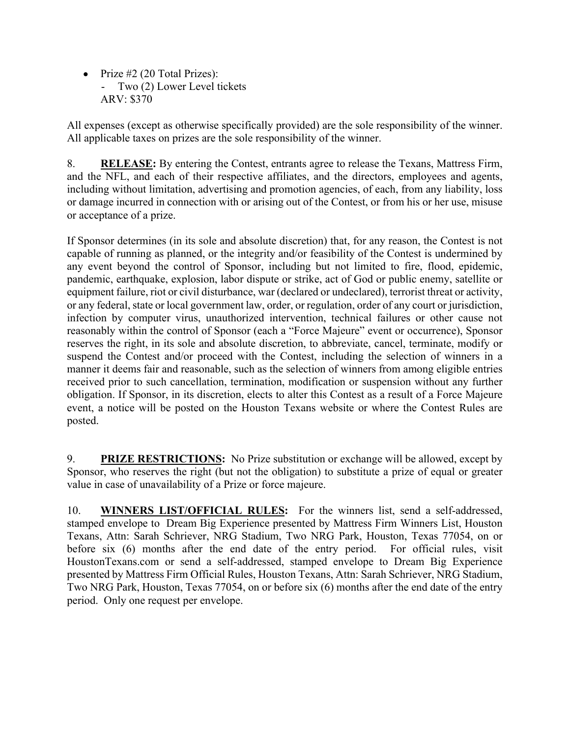- Prize #2 (20 Total Prizes):
  - Two (2) Lower Level tickets

  ARV: $370

All expenses (except as otherwise specifically provided) are the sole responsibility of the winner. All applicable taxes on prizes are the sole responsibility of the winner.

8. **RELEASE:** By entering the Contest, entrants agree to release the Texans, Mattress Firm, and the NFL, and each of their respective affiliates, and the directors, employees and agents, including without limitation, advertising and promotion agencies, of each, from any liability, loss or damage incurred in connection with or arising out of the Contest, or from his or her use, misuse or acceptance of a prize.

If Sponsor determines (in its sole and absolute discretion) that, for any reason, the Contest is not capable of running as planned, or the integrity and/or feasibility of the Contest is undermined by any event beyond the control of Sponsor, including but not limited to fire, flood, epidemic, pandemic, earthquake, explosion, labor dispute or strike, act of God or public enemy, satellite or equipment failure, riot or civil disturbance, war (declared or undeclared), terrorist threat or activity, or any federal, state or local government law, order, or regulation, order of any court or jurisdiction, infection by computer virus, unauthorized intervention, technical failures or other cause not reasonably within the control of Sponsor (each a "Force Majeure" event or occurrence), Sponsor reserves the right, in its sole and absolute discretion, to abbreviate, cancel, terminate, modify or suspend the Contest and/or proceed with the Contest, including the selection of winners in a manner it deems fair and reasonable, such as the selection of winners from among eligible entries received prior to such cancellation, termination, modification or suspension without any further obligation. If Sponsor, in its discretion, elects to alter this Contest as a result of a Force Majeure event, a notice will be posted on the Houston Texans website or where the Contest Rules are posted.

9. **PRIZE RESTRICTIONS:** No Prize substitution or exchange will be allowed, except by Sponsor, who reserves the right (but not the obligation) to substitute a prize of equal or greater value in case of unavailability of a Prize or force majeure.

10. **WINNERS LIST/OFFICIAL RULES:** For the winners list, send a self-addressed, stamped envelope to Dream Big Experience presented by Mattress Firm Winners List, Houston Texans, Attn: Sarah Schriever, NRG Stadium, Two NRG Park, Houston, Texas 77054, on or before six (6) months after the end date of the entry period. For official rules, visit HoustonTexans.com or send a self-addressed, stamped envelope to Dream Big Experience presented by Mattress Firm Official Rules, Houston Texans, Attn: Sarah Schriever, NRG Stadium, Two NRG Park, Houston, Texas 77054, on or before six (6) months after the end date of the entry period. Only one request per envelope.